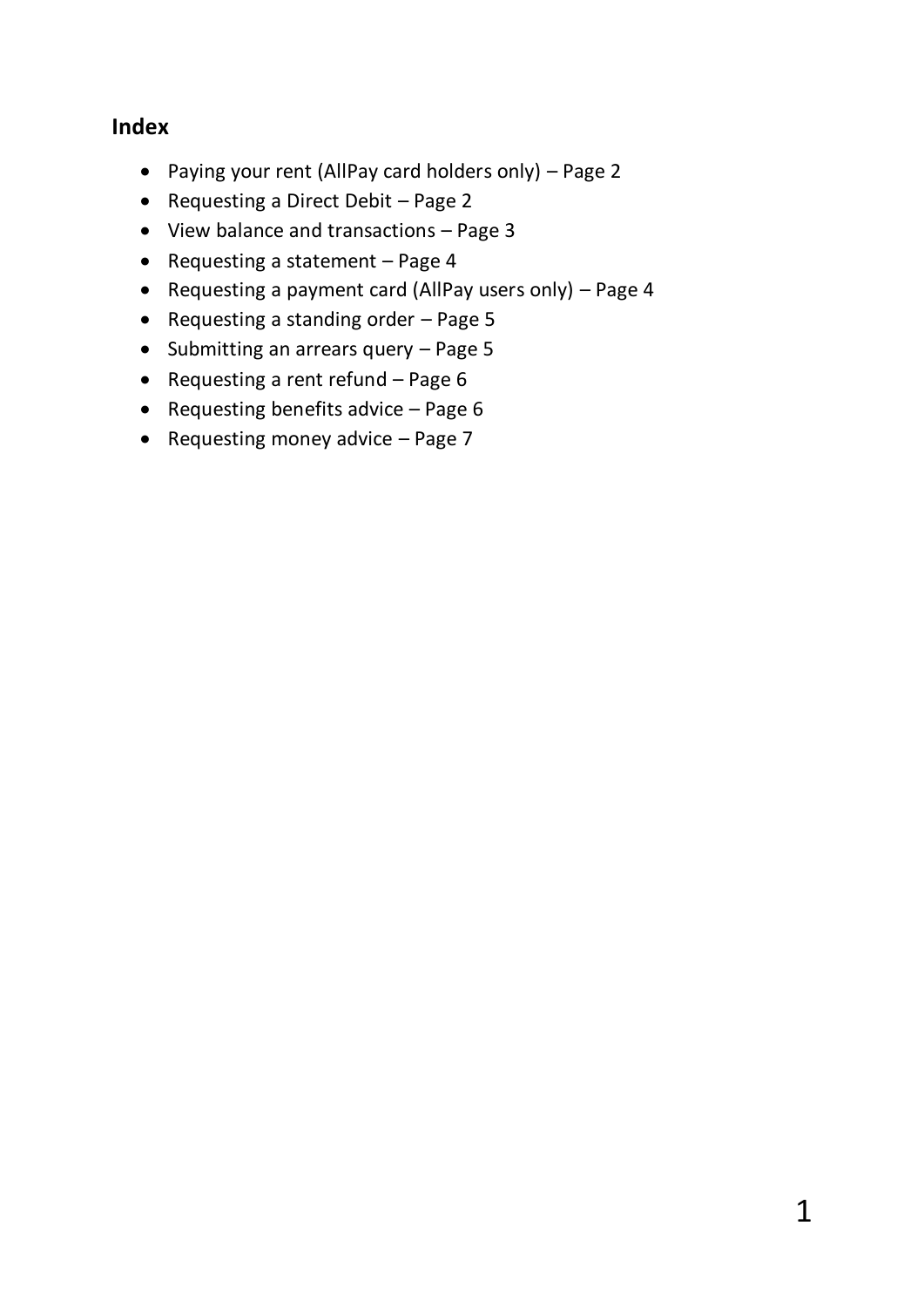## Index

- Paying your rent (AllPay card holders only) – Page 2
- Requesting a Direct Debit – Page 2
- View balance and transactions – Page 3
- Requesting a statement – Page 4
- Requesting a payment card (AllPay users only) – Page 4
- Requesting a standing order – Page 5
- Submitting an arrears query – Page 5
- Requesting a rent refund – Page 6
- Requesting benefits advice – Page 6
- Requesting money advice – Page 7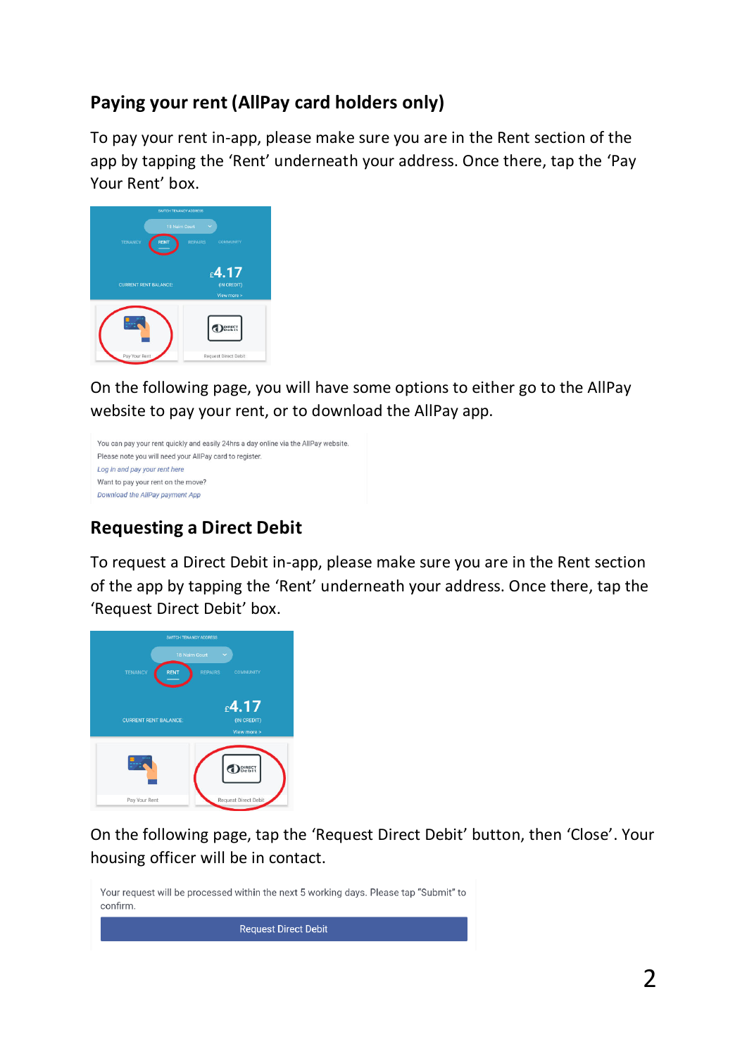## Paying your rent (AllPay card holders only)

To pay your rent in-app, please make sure you are in the Rent section of the app by tapping the ‘Rent’ underneath your address. Once there, tap the ‘Pay Your Rent’ box.

On the following page, you will have some options to either go to the AllPay website to pay your rent, or to download the AllPay app.

You can pay your rent quickly and easily 24hrs a day online via the AllPay website.
Please note you will need your AllPay card to register.
*Log in and pay your rent here*
Want to pay your rent on the move?
*Download the AllPay payment App*

## Requesting a Direct Debit

To request a Direct Debit in-app, please make sure you are in the Rent section of the app by tapping the ‘Rent’ underneath your address. Once there, tap the ‘Request Direct Debit’ box.

On the following page, tap the ‘Request Direct Debit’ button, then ‘Close’. Your housing officer will be in contact.

Your request will be processed within the next 5 working days. Please tap “Submit” to confirm.

Request Direct Debit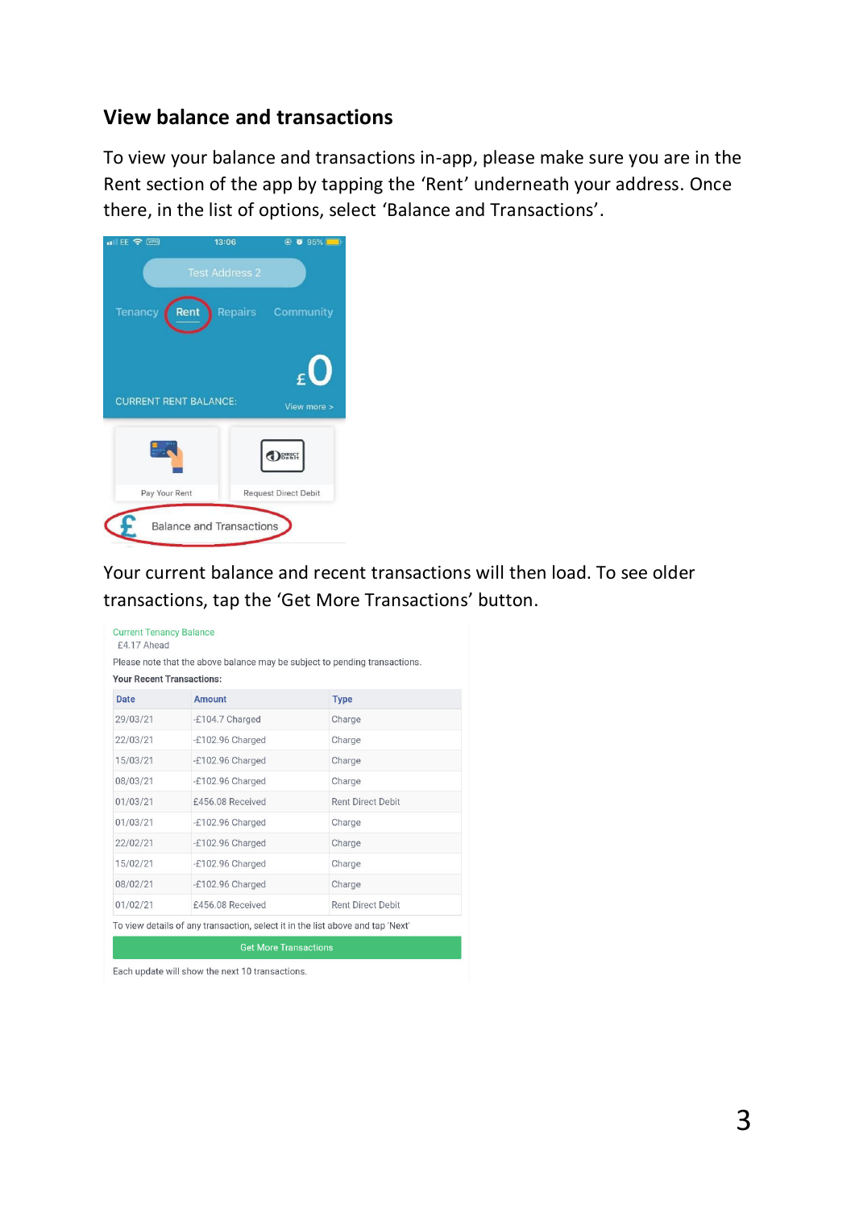## View balance and transactions

To view your balance and transactions in-app, please make sure you are in the Rent section of the app by tapping the 'Rent' underneath your address. Once there, in the list of options, select 'Balance and Transactions'.

Your current balance and recent transactions will then load. To see older transactions, tap the 'Get More Transactions' button.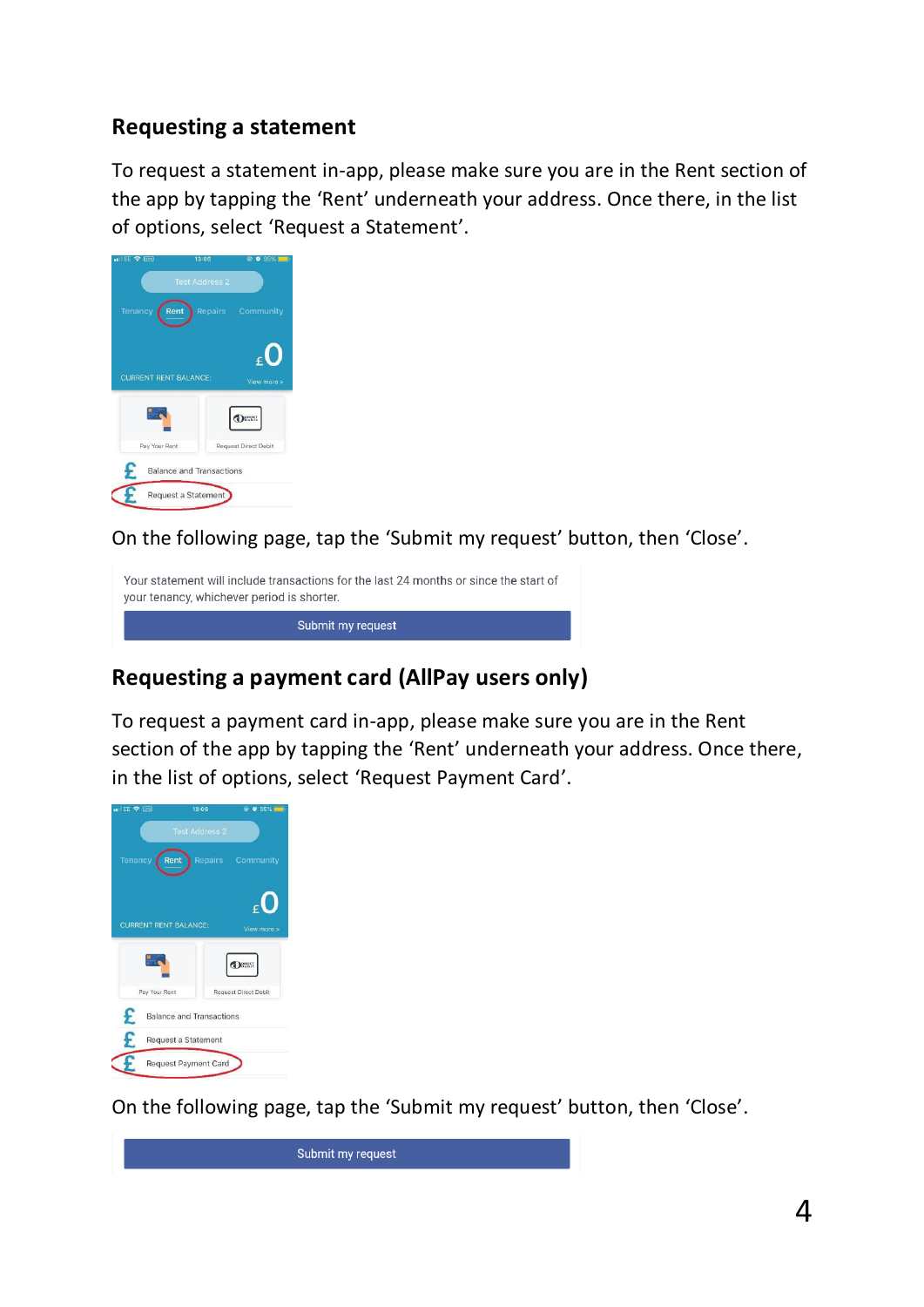## Requesting a statement

To request a statement in-app, please make sure you are in the Rent section of the app by tapping the 'Rent' underneath your address. Once there, in the list of options, select 'Request a Statement'.

On the following page, tap the 'Submit my request' button, then 'Close'.

## Requesting a payment card (AllPay users only)

To request a payment card in-app, please make sure you are in the Rent section of the app by tapping the 'Rent' underneath your address. Once there, in the list of options, select 'Request Payment Card'.

On the following page, tap the 'Submit my request' button, then 'Close'.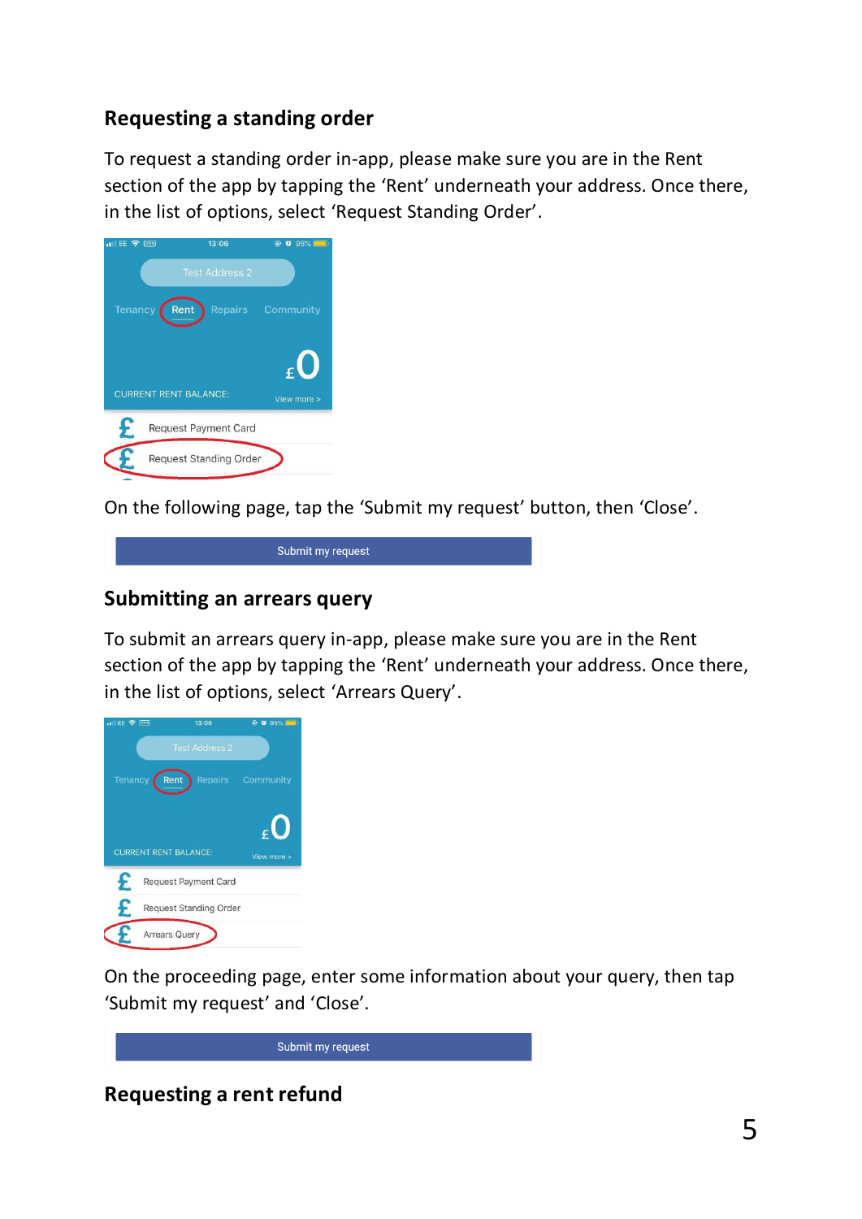## Requesting a standing order

To request a standing order in-app, please make sure you are in the Rent section of the app by tapping the 'Rent' underneath your address. Once there, in the list of options, select 'Request Standing Order'.

On the following page, tap the 'Submit my request' button, then 'Close'.

## Submitting an arrears query

To submit an arrears query in-app, please make sure you are in the Rent section of the app by tapping the 'Rent' underneath your address. Once there, in the list of options, select 'Arrears Query'.

On the proceeding page, enter some information about your query, then tap 'Submit my request' and 'Close'.

## Requesting a rent refund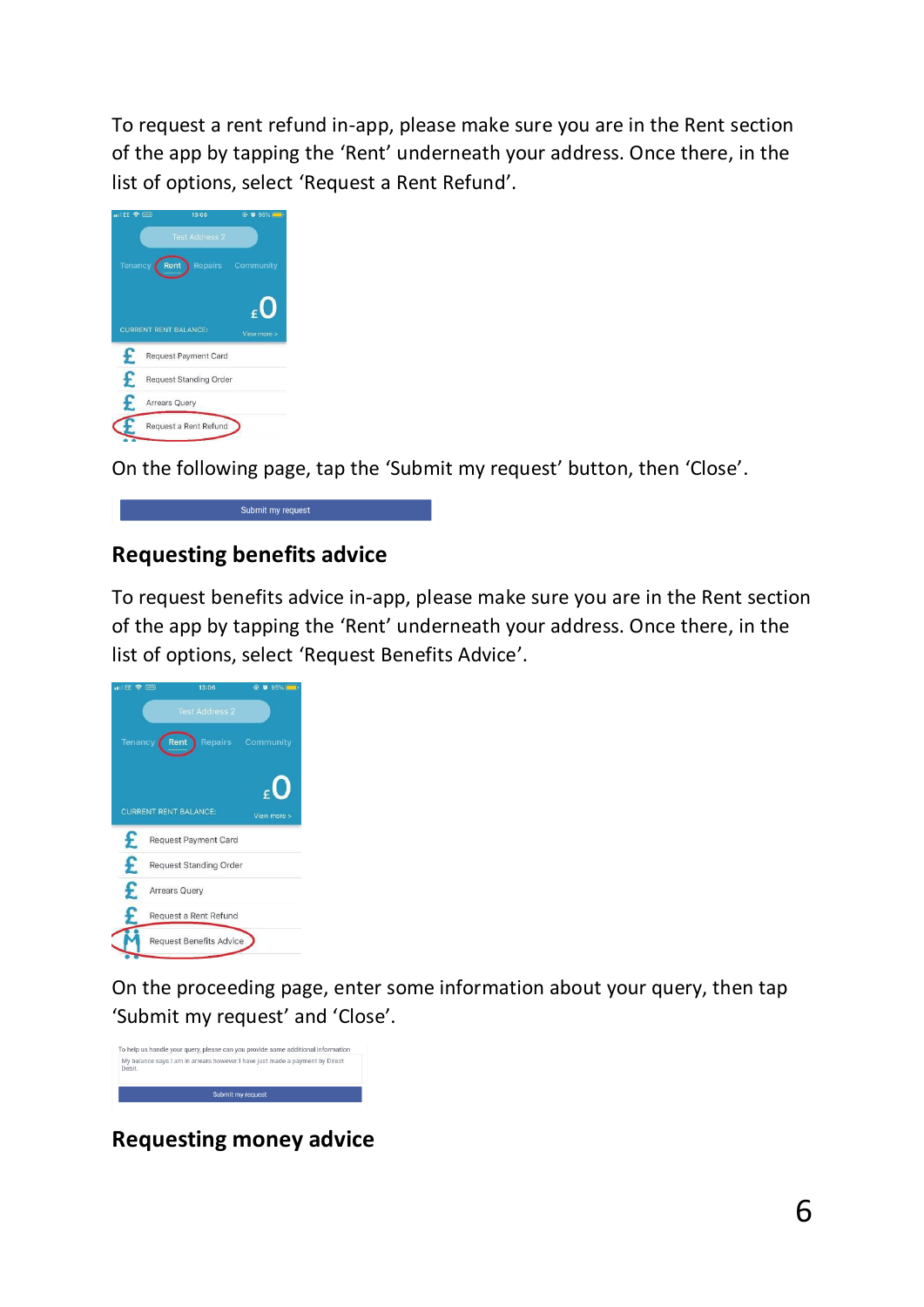To request a rent refund in-app, please make sure you are in the Rent section of the app by tapping the 'Rent' underneath your address. Once there, in the list of options, select 'Request a Rent Refund'.

On the following page, tap the 'Submit my request' button, then 'Close'.

## Requesting benefits advice

To request benefits advice in-app, please make sure you are in the Rent section of the app by tapping the 'Rent' underneath your address. Once there, in the list of options, select 'Request Benefits Advice'.

On the proceeding page, enter some information about your query, then tap 'Submit my request' and 'Close'.

## Requesting money advice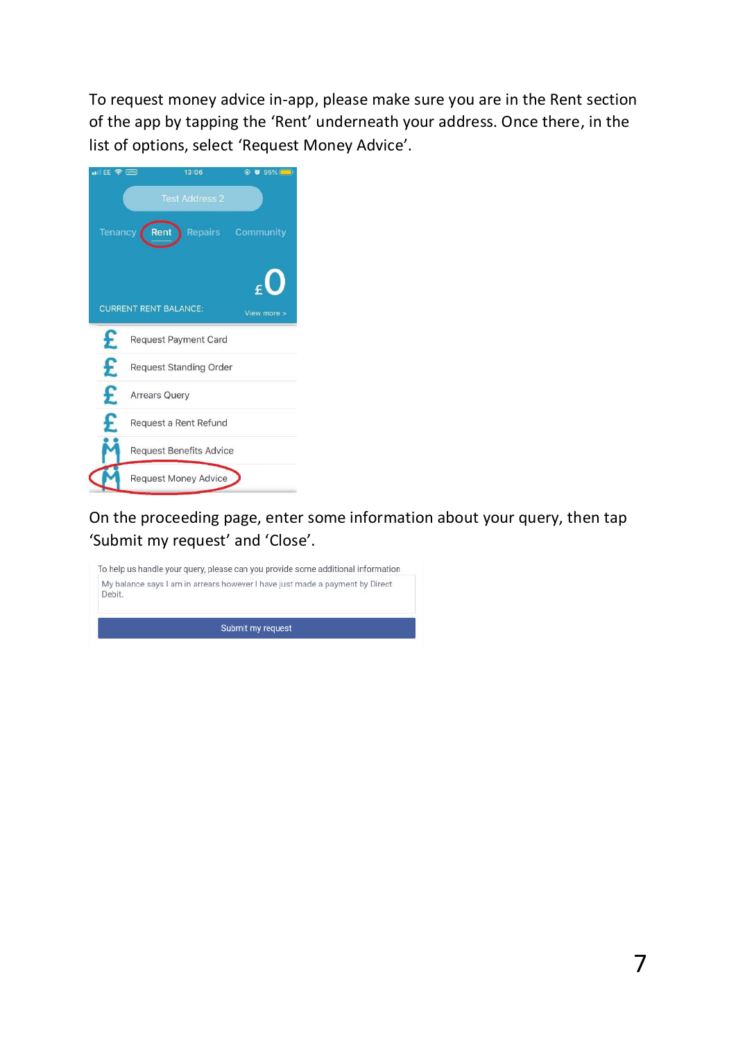To request money advice in-app, please make sure you are in the Rent section of the app by tapping the 'Rent' underneath your address. Once there, in the list of options, select 'Request Money Advice'.

On the proceeding page, enter some information about your query, then tap 'Submit my request' and 'Close'.